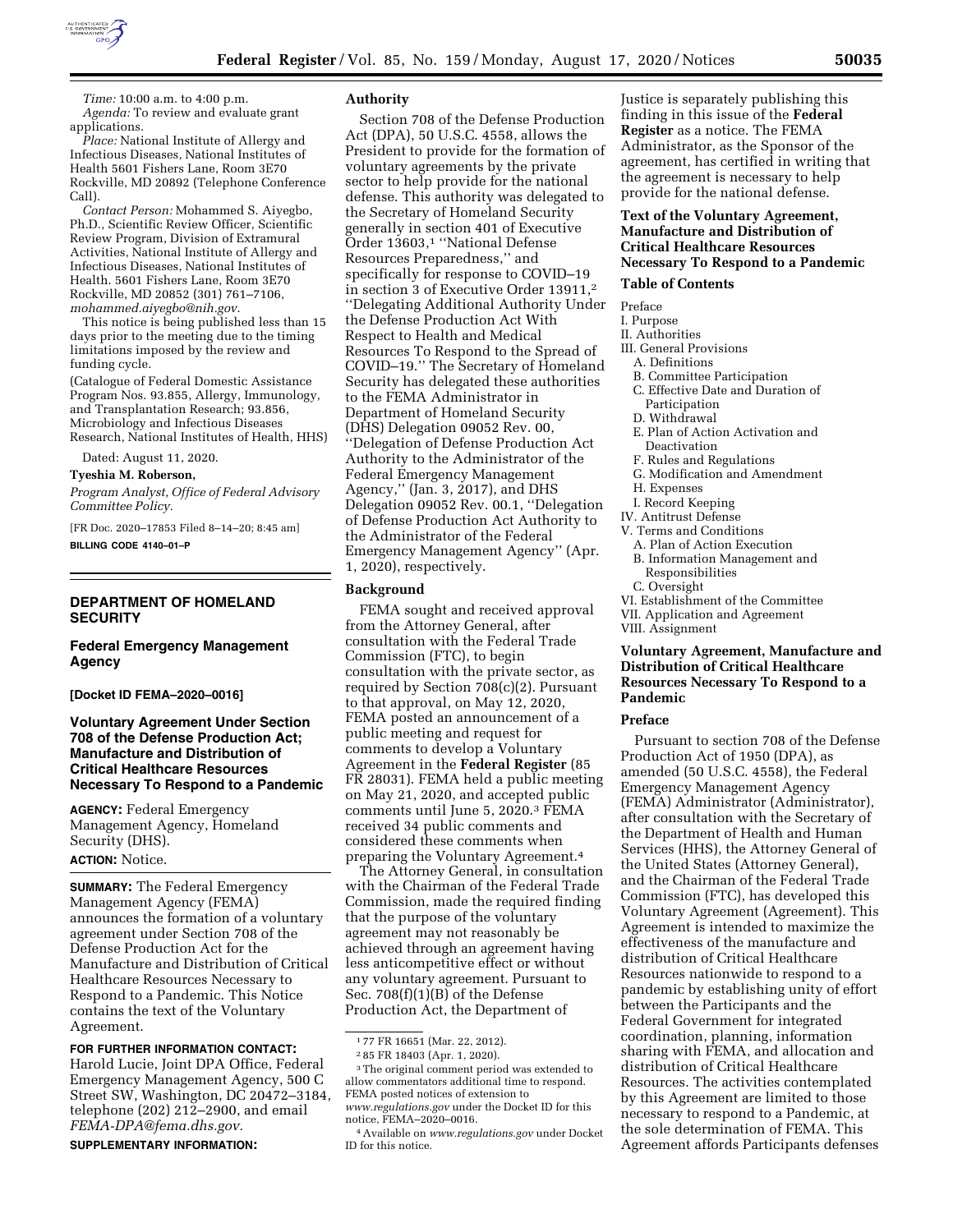*Time:* 10:00 a.m. to 4:00 p.m.

*Agenda:* To review and evaluate grant applications.

*Place:* National Institute of Allergy and Infectious Diseases, National Institutes of Health 5601 Fishers Lane, Room 3E70 Rockville, MD 20892 (Telephone Conference Call).

*Contact Person:* Mohammed S. Aiyegbo, Ph.D., Scientific Review Officer, Scientific Review Program, Division of Extramural Activities, National Institute of Allergy and Infectious Diseases, National Institutes of Health. 5601 Fishers Lane, Room 3E70 Rockville, MD 20852 (301) 761–7106, *mohammed.aiyegbo@nih.gov.*

This notice is being published less than 15 days prior to the meeting due to the timing limitations imposed by the review and funding cycle.

(Catalogue of Federal Domestic Assistance Program Nos. 93.855, Allergy, Immunology, and Transplantation Research; 93.856, Microbiology and Infectious Diseases Research, National Institutes of Health, HHS)

Dated: August 11, 2020.

**Tyeshia M. Roberson,**

*Program Analyst, Office of Federal Advisory Committee Policy.*

[FR Doc. 2020–17853 Filed 8–14–20; 8:45 am]

**BILLING CODE 4140–01–P**

## DEPARTMENT OF HOMELAND SECURITY

### Federal Emergency Management Agency

**[Docket ID FEMA–2020–0016]**

### Voluntary Agreement Under Section 708 of the Defense Production Act; Manufacture and Distribution of Critical Healthcare Resources Necessary To Respond to a Pandemic

**AGENCY:** Federal Emergency Management Agency, Homeland Security (DHS).

**ACTION:** Notice.

**SUMMARY:** The Federal Emergency Management Agency (FEMA) announces the formation of a voluntary agreement under Section 708 of the Defense Production Act for the Manufacture and Distribution of Critical Healthcare Resources Necessary to Respond to a Pandemic. This Notice contains the text of the Voluntary Agreement.

**FOR FURTHER INFORMATION CONTACT:** Harold Lucie, Joint DPA Office, Federal Emergency Management Agency, 500 C Street SW, Washington, DC 20472–3184, telephone (202) 212–2900, and email *FEMA-DPA@fema.dhs.gov.*

**SUPPLEMENTARY INFORMATION:**

#### Authority

Section 708 of the Defense Production Act (DPA), 50 U.S.C. 4558, allows the President to provide for the formation of voluntary agreements by the private sector to help provide for the national defense. This authority was delegated to the Secretary of Homeland Security generally in section 401 of Executive Order 13603,[1] ''National Defense Resources Preparedness,'' and specifically for response to COVID–19 in section 3 of Executive Order 13911,[2] ''Delegating Additional Authority Under the Defense Production Act With Respect to Health and Medical Resources To Respond to the Spread of COVID–19.'' The Secretary of Homeland Security has delegated these authorities to the FEMA Administrator in Department of Homeland Security (DHS) Delegation 09052 Rev. 00, ''Delegation of Defense Production Act Authority to the Administrator of the Federal Emergency Management Agency,'' (Jan. 3, 2017), and DHS Delegation 09052 Rev. 00.1, ''Delegation of Defense Production Act Authority to the Administrator of the Federal Emergency Management Agency'' (Apr. 1, 2020), respectively.

#### Background

FEMA sought and received approval from the Attorney General, after consultation with the Federal Trade Commission (FTC), to begin consultation with the private sector, as required by Section 708(c)(2). Pursuant to that approval, on May 12, 2020, FEMA posted an announcement of a public meeting and request for comments to develop a Voluntary Agreement in the **Federal Register** (85 FR 28031). FEMA held a public meeting on May 21, 2020, and accepted public comments until June 5, 2020.[3] FEMA received 34 public comments and considered these comments when preparing the Voluntary Agreement.[4]

The Attorney General, in consultation with the Chairman of the Federal Trade Commission, made the required finding that the purpose of the voluntary agreement may not reasonably be achieved through an agreement having less anticompetitive effect or without any voluntary agreement. Pursuant to Sec. 708(f)(1)(B) of the Defense Production Act, the Department of Justice is separately publishing this finding in this issue of the **Federal Register** as a notice. The FEMA Administrator, as the Sponsor of the agreement, has certified in writing that the agreement is necessary to help provide for the national defense.

[1] 77 FR 16651 (Mar. 22, 2012).

[2] 85 FR 18403 (Apr. 1, 2020).

[3] The original comment period was extended to allow commentators additional time to respond. FEMA posted notices of extension to *www.regulations.gov* under the Docket ID for this notice, FEMA–2020–0016.

[4] Available on *www.regulations.gov* under Docket ID for this notice.

#### Text of the Voluntary Agreement, Manufacture and Distribution of Critical Healthcare Resources Necessary To Respond to a Pandemic

#### Table of Contents

Preface
I. Purpose
II. Authorities
III. General Provisions
  A. Definitions
  B. Committee Participation
  C. Effective Date and Duration of Participation
  D. Withdrawal
  E. Plan of Action Activation and Deactivation
  F. Rules and Regulations
  G. Modification and Amendment
  H. Expenses
  I. Record Keeping
IV. Antitrust Defense
V. Terms and Conditions
  A. Plan of Action Execution
  B. Information Management and Responsibilities
  C. Oversight
VI. Establishment of the Committee
VII. Application and Agreement
VIII. Assignment

#### Voluntary Agreement, Manufacture and Distribution of Critical Healthcare Resources Necessary To Respond to a Pandemic

#### Preface

Pursuant to section 708 of the Defense Production Act of 1950 (DPA), as amended (50 U.S.C. 4558), the Federal Emergency Management Agency (FEMA) Administrator (Administrator), after consultation with the Secretary of the Department of Health and Human Services (HHS), the Attorney General of the United States (Attorney General), and the Chairman of the Federal Trade Commission (FTC), has developed this Voluntary Agreement (Agreement). This Agreement is intended to maximize the effectiveness of the manufacture and distribution of Critical Healthcare Resources nationwide to respond to a pandemic by establishing unity of effort between the Participants and the Federal Government for integrated coordination, planning, information sharing with FEMA, and allocation and distribution of Critical Healthcare Resources. The activities contemplated by this Agreement are limited to those necessary to respond to a Pandemic, at the sole determination of FEMA. This Agreement affords Participants defenses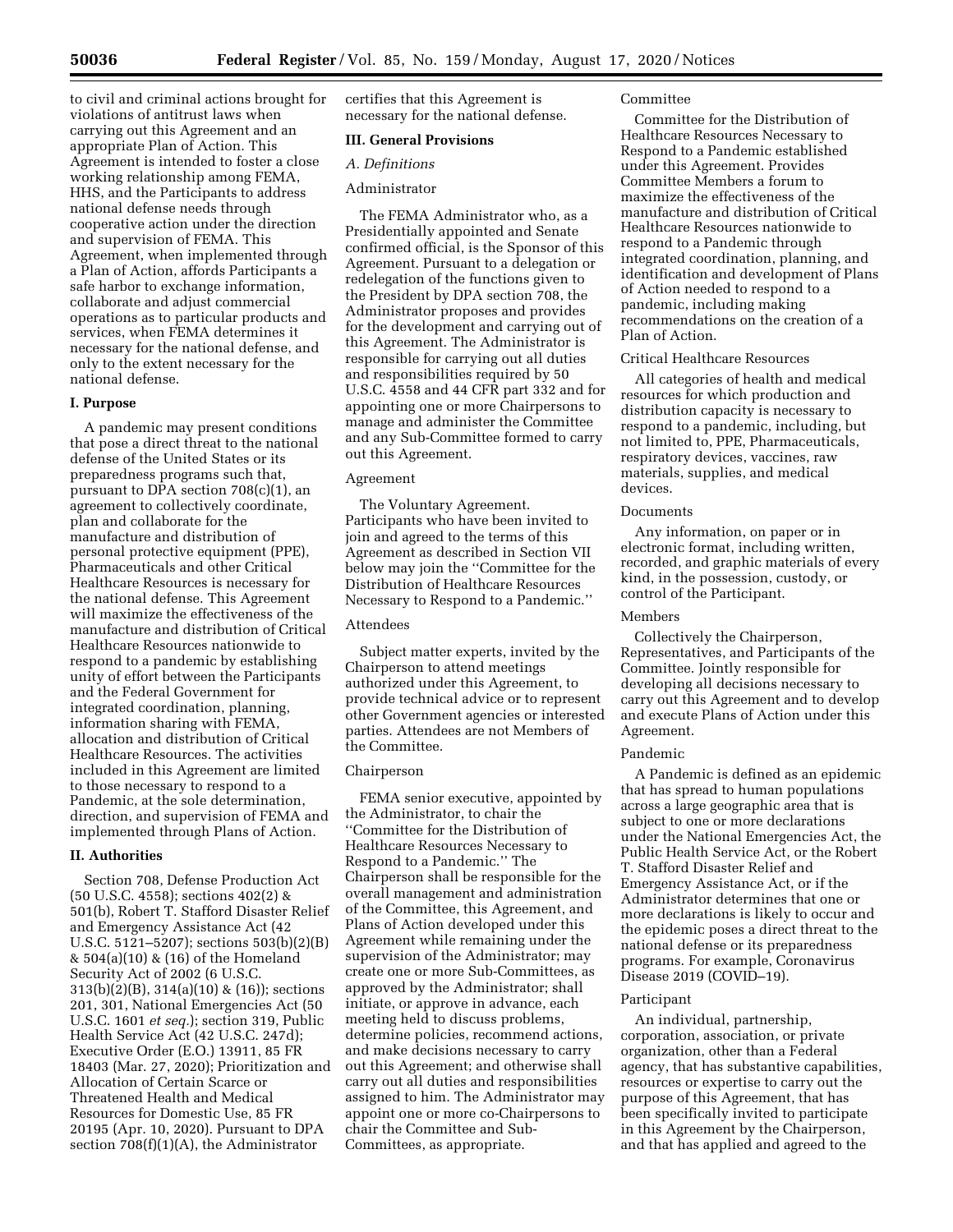to civil and criminal actions brought for violations of antitrust laws when carrying out this Agreement and an appropriate Plan of Action. This Agreement is intended to foster a close working relationship among FEMA, HHS, and the Participants to address national defense needs through cooperative action under the direction and supervision of FEMA. This Agreement, when implemented through a Plan of Action, affords Participants a safe harbor to exchange information, collaborate and adjust commercial operations as to particular products and services, when FEMA determines it necessary for the national defense, and only to the extent necessary for the national defense.

## I. Purpose

A pandemic may present conditions that pose a direct threat to the national defense of the United States or its preparedness programs such that, pursuant to DPA section 708(c)(1), an agreement to collectively coordinate, plan and collaborate for the manufacture and distribution of personal protective equipment (PPE), Pharmaceuticals and other Critical Healthcare Resources is necessary for the national defense. This Agreement will maximize the effectiveness of the manufacture and distribution of Critical Healthcare Resources nationwide to respond to a pandemic by establishing unity of effort between the Participants and the Federal Government for integrated coordination, planning, information sharing with FEMA, allocation and distribution of Critical Healthcare Resources. The activities included in this Agreement are limited to those necessary to respond to a Pandemic, at the sole determination, direction, and supervision of FEMA and implemented through Plans of Action.

## II. Authorities

Section 708, Defense Production Act (50 U.S.C. 4558); sections 402(2) & 501(b), Robert T. Stafford Disaster Relief and Emergency Assistance Act (42 U.S.C. 5121–5207); sections 503(b)(2)(B) & 504(a)(10) & (16) of the Homeland Security Act of 2002 (6 U.S.C. 313(b)(2)(B), 314(a)(10) & (16)); sections 201, 301, National Emergencies Act (50 U.S.C. 1601 *et seq.*); section 319, Public Health Service Act (42 U.S.C. 247d); Executive Order (E.O.) 13911, 85 FR 18403 (Mar. 27, 2020); Prioritization and Allocation of Certain Scarce or Threatened Health and Medical Resources for Domestic Use, 85 FR 20195 (Apr. 10, 2020). Pursuant to DPA section 708(f)(1)(A), the Administrator certifies that this Agreement is necessary for the national defense.

## III. General Provisions

### *A. Definitions*

Administrator

The FEMA Administrator who, as a Presidentially appointed and Senate confirmed official, is the Sponsor of this Agreement. Pursuant to a delegation or redelegation of the functions given to the President by DPA section 708, the Administrator proposes and provides for the development and carrying out of this Agreement. The Administrator is responsible for carrying out all duties and responsibilities required by 50 U.S.C. 4558 and 44 CFR part 332 and for appointing one or more Chairpersons to manage and administer the Committee and any Sub-Committee formed to carry out this Agreement.

Agreement

The Voluntary Agreement. Participants who have been invited to join and agreed to the terms of this Agreement as described in Section VII below may join the ''Committee for the Distribution of Healthcare Resources Necessary to Respond to a Pandemic.''

Attendees

Subject matter experts, invited by the Chairperson to attend meetings authorized under this Agreement, to provide technical advice or to represent other Government agencies or interested parties. Attendees are not Members of the Committee.

Chairperson

FEMA senior executive, appointed by the Administrator, to chair the ''Committee for the Distribution of Healthcare Resources Necessary to Respond to a Pandemic.'' The Chairperson shall be responsible for the overall management and administration of the Committee, this Agreement, and Plans of Action developed under this Agreement while remaining under the supervision of the Administrator; may create one or more Sub-Committees, as approved by the Administrator; shall initiate, or approve in advance, each meeting held to discuss problems, determine policies, recommend actions, and make decisions necessary to carry out this Agreement; and otherwise shall carry out all duties and responsibilities assigned to him. The Administrator may appoint one or more co-Chairpersons to chair the Committee and Sub-Committees, as appropriate.

Committee

Committee for the Distribution of Healthcare Resources Necessary to Respond to a Pandemic established under this Agreement. Provides Committee Members a forum to maximize the effectiveness of the manufacture and distribution of Critical Healthcare Resources nationwide to respond to a Pandemic through integrated coordination, planning, and identification and development of Plans of Action needed to respond to a pandemic, including making recommendations on the creation of a Plan of Action.

Critical Healthcare Resources

All categories of health and medical resources for which production and distribution capacity is necessary to respond to a pandemic, including, but not limited to, PPE, Pharmaceuticals, respiratory devices, vaccines, raw materials, supplies, and medical devices.

Documents

Any information, on paper or in electronic format, including written, recorded, and graphic materials of every kind, in the possession, custody, or control of the Participant.

Members

Collectively the Chairperson, Representatives, and Participants of the Committee. Jointly responsible for developing all decisions necessary to carry out this Agreement and to develop and execute Plans of Action under this Agreement.

Pandemic

A Pandemic is defined as an epidemic that has spread to human populations across a large geographic area that is subject to one or more declarations under the National Emergencies Act, the Public Health Service Act, or the Robert T. Stafford Disaster Relief and Emergency Assistance Act, or if the Administrator determines that one or more declarations is likely to occur and the epidemic poses a direct threat to the national defense or its preparedness programs. For example, Coronavirus Disease 2019 (COVID–19).

Participant

An individual, partnership, corporation, association, or private organization, other than a Federal agency, that has substantive capabilities, resources or expertise to carry out the purpose of this Agreement, that has been specifically invited to participate in this Agreement by the Chairperson, and that has applied and agreed to the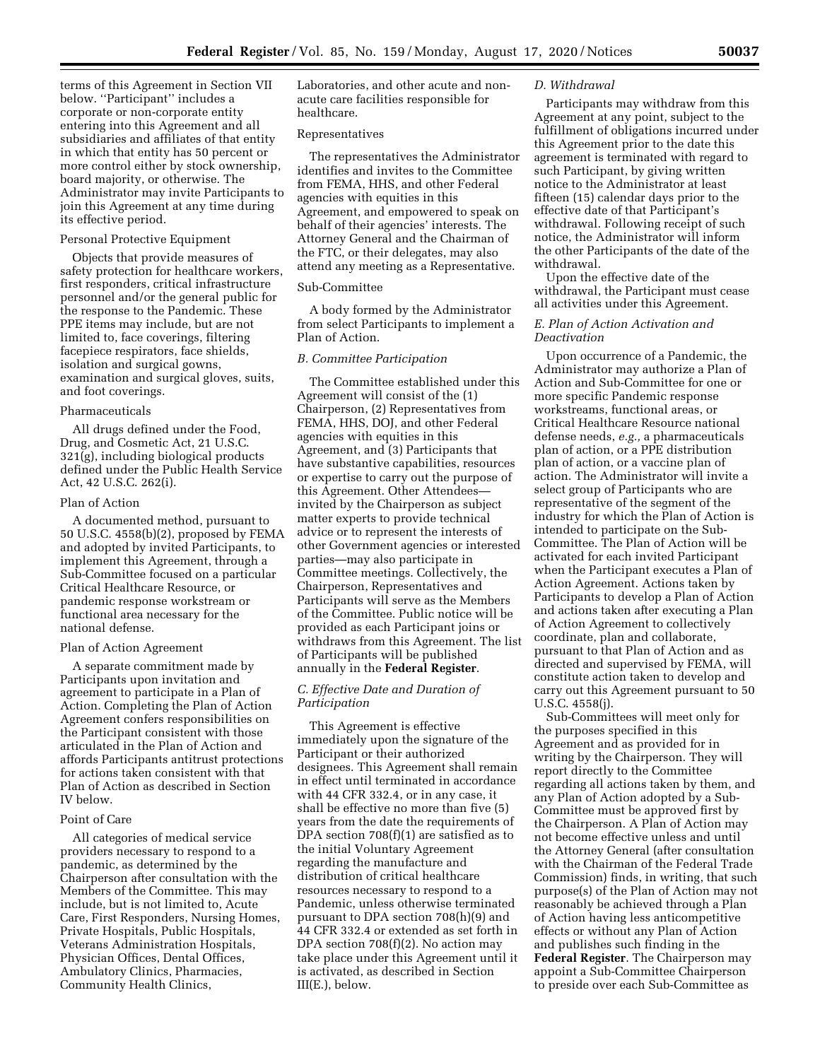terms of this Agreement in Section VII below. ''Participant'' includes a corporate or non-corporate entity entering into this Agreement and all subsidiaries and affiliates of that entity in which that entity has 50 percent or more control either by stock ownership, board majority, or otherwise. The Administrator may invite Participants to join this Agreement at any time during its effective period.

Personal Protective Equipment

Objects that provide measures of safety protection for healthcare workers, first responders, critical infrastructure personnel and/or the general public for the response to the Pandemic. These PPE items may include, but are not limited to, face coverings, filtering facepiece respirators, face shields, isolation and surgical gowns, examination and surgical gloves, suits, and foot coverings.

Pharmaceuticals

All drugs defined under the Food, Drug, and Cosmetic Act, 21 U.S.C. 321(g), including biological products defined under the Public Health Service Act, 42 U.S.C. 262(i).

Plan of Action

A documented method, pursuant to 50 U.S.C. 4558(b)(2), proposed by FEMA and adopted by invited Participants, to implement this Agreement, through a Sub-Committee focused on a particular Critical Healthcare Resource, or pandemic response workstream or functional area necessary for the national defense.

Plan of Action Agreement

A separate commitment made by Participants upon invitation and agreement to participate in a Plan of Action. Completing the Plan of Action Agreement confers responsibilities on the Participant consistent with those articulated in the Plan of Action and affords Participants antitrust protections for actions taken consistent with that Plan of Action as described in Section IV below.

Point of Care

All categories of medical service providers necessary to respond to a pandemic, as determined by the Chairperson after consultation with the Members of the Committee. This may include, but is not limited to, Acute Care, First Responders, Nursing Homes, Private Hospitals, Public Hospitals, Veterans Administration Hospitals, Physician Offices, Dental Offices, Ambulatory Clinics, Pharmacies, Community Health Clinics, Laboratories, and other acute and non-acute care facilities responsible for healthcare.

Representatives

The representatives the Administrator identifies and invites to the Committee from FEMA, HHS, and other Federal agencies with equities in this Agreement, and empowered to speak on behalf of their agencies' interests. The Attorney General and the Chairman of the FTC, or their delegates, may also attend any meeting as a Representative.

Sub-Committee

A body formed by the Administrator from select Participants to implement a Plan of Action.

*B. Committee Participation*

The Committee established under this Agreement will consist of the (1) Chairperson, (2) Representatives from FEMA, HHS, DOJ, and other Federal agencies with equities in this Agreement, and (3) Participants that have substantive capabilities, resources or expertise to carry out the purpose of this Agreement. Other Attendees—invited by the Chairperson as subject matter experts to provide technical advice or to represent the interests of other Government agencies or interested parties—may also participate in Committee meetings. Collectively, the Chairperson, Representatives and Participants will serve as the Members of the Committee. Public notice will be provided as each Participant joins or withdraws from this Agreement. The list of Participants will be published annually in the **Federal Register**.

*C. Effective Date and Duration of Participation*

This Agreement is effective immediately upon the signature of the Participant or their authorized designees. This Agreement shall remain in effect until terminated in accordance with 44 CFR 332.4, or in any case, it shall be effective no more than five (5) years from the date the requirements of DPA section 708(f)(1) are satisfied as to the initial Voluntary Agreement regarding the manufacture and distribution of critical healthcare resources necessary to respond to a Pandemic, unless otherwise terminated pursuant to DPA section 708(h)(9) and 44 CFR 332.4 or extended as set forth in DPA section 708(f)(2). No action may take place under this Agreement until it is activated, as described in Section III(E.), below.

*D. Withdrawal*

Participants may withdraw from this Agreement at any point, subject to the fulfillment of obligations incurred under this Agreement prior to the date this agreement is terminated with regard to such Participant, by giving written notice to the Administrator at least fifteen (15) calendar days prior to the effective date of that Participant's withdrawal. Following receipt of such notice, the Administrator will inform the other Participants of the date of the withdrawal.

Upon the effective date of the withdrawal, the Participant must cease all activities under this Agreement.

*E. Plan of Action Activation and Deactivation*

Upon occurrence of a Pandemic, the Administrator may authorize a Plan of Action and Sub-Committee for one or more specific Pandemic response workstreams, functional areas, or Critical Healthcare Resource national defense needs, *e.g.,* a pharmaceuticals plan of action, or a PPE distribution plan of action, or a vaccine plan of action. The Administrator will invite a select group of Participants who are representative of the segment of the industry for which the Plan of Action is intended to participate on the Sub-Committee. The Plan of Action will be activated for each invited Participant when the Participant executes a Plan of Action Agreement. Actions taken by Participants to develop a Plan of Action and actions taken after executing a Plan of Action Agreement to collectively coordinate, plan and collaborate, pursuant to that Plan of Action and as directed and supervised by FEMA, will constitute action taken to develop and carry out this Agreement pursuant to 50 U.S.C. 4558(j).

Sub-Committees will meet only for the purposes specified in this Agreement and as provided for in writing by the Chairperson. They will report directly to the Committee regarding all actions taken by them, and any Plan of Action adopted by a Sub-Committee must be approved first by the Chairperson. A Plan of Action may not become effective unless and until the Attorney General (after consultation with the Chairman of the Federal Trade Commission) finds, in writing, that such purpose(s) of the Plan of Action may not reasonably be achieved through a Plan of Action having less anticompetitive effects or without any Plan of Action and publishes such finding in the **Federal Register**. The Chairperson may appoint a Sub-Committee Chairperson to preside over each Sub-Committee as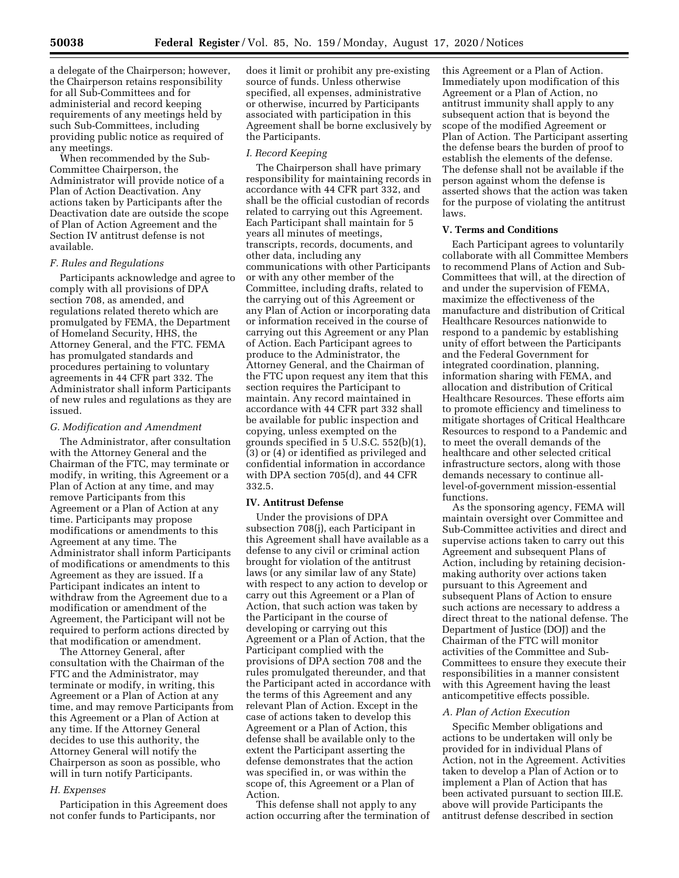a delegate of the Chairperson; however, the Chairperson retains responsibility for all Sub-Committees and for administerial and record keeping requirements of any meetings held by such Sub-Committees, including providing public notice as required of any meetings.

When recommended by the Sub-Committee Chairperson, the Administrator will provide notice of a Plan of Action Deactivation. Any actions taken by Participants after the Deactivation date are outside the scope of Plan of Action Agreement and the Section IV antitrust defense is not available.

### *F. Rules and Regulations*

Participants acknowledge and agree to comply with all provisions of DPA section 708, as amended, and regulations related thereto which are promulgated by FEMA, the Department of Homeland Security, HHS, the Attorney General, and the FTC. FEMA has promulgated standards and procedures pertaining to voluntary agreements in 44 CFR part 332. The Administrator shall inform Participants of new rules and regulations as they are issued.

### *G. Modification and Amendment*

The Administrator, after consultation with the Attorney General and the Chairman of the FTC, may terminate or modify, in writing, this Agreement or a Plan of Action at any time, and may remove Participants from this Agreement or a Plan of Action at any time. Participants may propose modifications or amendments to this Agreement at any time. The Administrator shall inform Participants of modifications or amendments to this Agreement as they are issued. If a Participant indicates an intent to withdraw from the Agreement due to a modification or amendment of the Agreement, the Participant will not be required to perform actions directed by that modification or amendment.

The Attorney General, after consultation with the Chairman of the FTC and the Administrator, may terminate or modify, in writing, this Agreement or a Plan of Action at any time, and may remove Participants from this Agreement or a Plan of Action at any time. If the Attorney General decides to use this authority, the Attorney General will notify the Chairperson as soon as possible, who will in turn notify Participants.

### *H. Expenses*

Participation in this Agreement does not confer funds to Participants, nor does it limit or prohibit any pre-existing source of funds. Unless otherwise specified, all expenses, administrative or otherwise, incurred by Participants associated with participation in this Agreement shall be borne exclusively by the Participants.

### *I. Record Keeping*

The Chairperson shall have primary responsibility for maintaining records in accordance with 44 CFR part 332, and shall be the official custodian of records related to carrying out this Agreement. Each Participant shall maintain for 5 years all minutes of meetings, transcripts, records, documents, and other data, including any communications with other Participants or with any other member of the Committee, including drafts, related to the carrying out of this Agreement or any Plan of Action or incorporating data or information received in the course of carrying out this Agreement or any Plan of Action. Each Participant agrees to produce to the Administrator, the Attorney General, and the Chairman of the FTC upon request any item that this section requires the Participant to maintain. Any record maintained in accordance with 44 CFR part 332 shall be available for public inspection and copying, unless exempted on the grounds specified in 5 U.S.C. 552(b)(1), (3) or (4) or identified as privileged and confidential information in accordance with DPA section 705(d), and 44 CFR 332.5.

## IV. Antitrust Defense

Under the provisions of DPA subsection 708(j), each Participant in this Agreement shall have available as a defense to any civil or criminal action brought for violation of the antitrust laws (or any similar law of any State) with respect to any action to develop or carry out this Agreement or a Plan of Action, that such action was taken by the Participant in the course of developing or carrying out this Agreement or a Plan of Action, that the Participant complied with the provisions of DPA section 708 and the rules promulgated thereunder, and that the Participant acted in accordance with the terms of this Agreement and any relevant Plan of Action. Except in the case of actions taken to develop this Agreement or a Plan of Action, this defense shall be available only to the extent the Participant asserting the defense demonstrates that the action was specified in, or was within the scope of, this Agreement or a Plan of Action.

This defense shall not apply to any action occurring after the termination of this Agreement or a Plan of Action. Immediately upon modification of this Agreement or a Plan of Action, no antitrust immunity shall apply to any subsequent action that is beyond the scope of the modified Agreement or Plan of Action. The Participant asserting the defense bears the burden of proof to establish the elements of the defense. The defense shall not be available if the person against whom the defense is asserted shows that the action was taken for the purpose of violating the antitrust laws.

## V. Terms and Conditions

Each Participant agrees to voluntarily collaborate with all Committee Members to recommend Plans of Action and Sub-Committees that will, at the direction of and under the supervision of FEMA, maximize the effectiveness of the manufacture and distribution of Critical Healthcare Resources nationwide to respond to a pandemic by establishing unity of effort between the Participants and the Federal Government for integrated coordination, planning, information sharing with FEMA, and allocation and distribution of Critical Healthcare Resources. These efforts aim to promote efficiency and timeliness to mitigate shortages of Critical Healthcare Resources to respond to a Pandemic and to meet the overall demands of the healthcare and other selected critical infrastructure sectors, along with those demands necessary to continue all-level-of-government mission-essential functions.

As the sponsoring agency, FEMA will maintain oversight over Committee and Sub-Committee activities and direct and supervise actions taken to carry out this Agreement and subsequent Plans of Action, including by retaining decision-making authority over actions taken pursuant to this Agreement and subsequent Plans of Action to ensure such actions are necessary to address a direct threat to the national defense. The Department of Justice (DOJ) and the Chairman of the FTC will monitor activities of the Committee and Sub-Committees to ensure they execute their responsibilities in a manner consistent with this Agreement having the least anticompetitive effects possible.

### *A. Plan of Action Execution*

Specific Member obligations and actions to be undertaken will only be provided for in individual Plans of Action, not in the Agreement. Activities taken to develop a Plan of Action or to implement a Plan of Action that has been activated pursuant to section III.E. above will provide Participants the antitrust defense described in section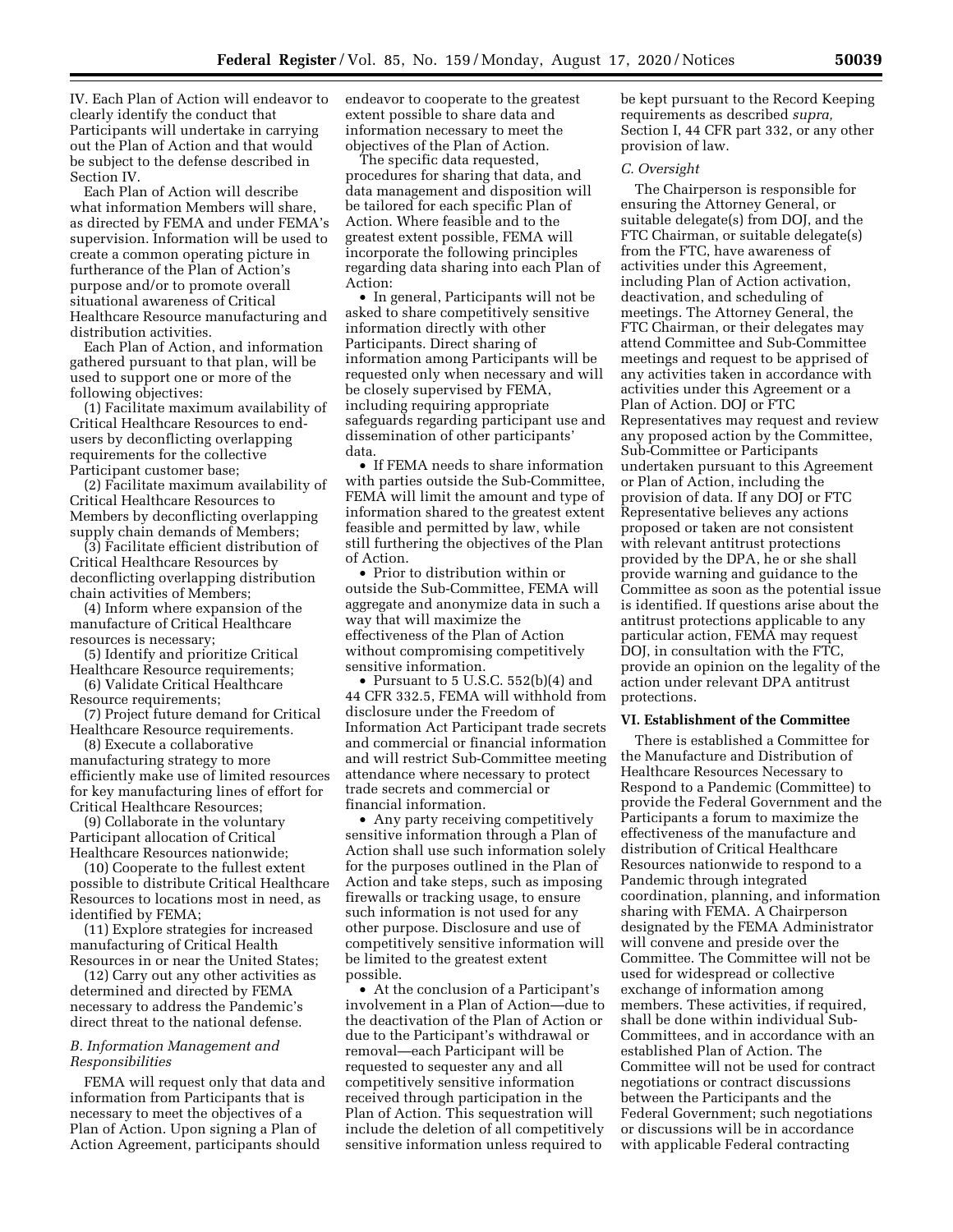IV. Each Plan of Action will endeavor to clearly identify the conduct that Participants will undertake in carrying out the Plan of Action and that would be subject to the defense described in Section IV.

Each Plan of Action will describe what information Members will share, as directed by FEMA and under FEMA's supervision. Information will be used to create a common operating picture in furtherance of the Plan of Action's purpose and/or to promote overall situational awareness of Critical Healthcare Resource manufacturing and distribution activities.

Each Plan of Action, and information gathered pursuant to that plan, will be used to support one or more of the following objectives:

(1) Facilitate maximum availability of Critical Healthcare Resources to end-users by deconflicting overlapping requirements for the collective Participant customer base;

(2) Facilitate maximum availability of Critical Healthcare Resources to Members by deconflicting overlapping supply chain demands of Members;

(3) Facilitate efficient distribution of Critical Healthcare Resources by deconflicting overlapping distribution chain activities of Members;

(4) Inform where expansion of the manufacture of Critical Healthcare resources is necessary;

(5) Identify and prioritize Critical Healthcare Resource requirements;

(6) Validate Critical Healthcare Resource requirements;

(7) Project future demand for Critical Healthcare Resource requirements.

(8) Execute a collaborative manufacturing strategy to more efficiently make use of limited resources for key manufacturing lines of effort for Critical Healthcare Resources;

(9) Collaborate in the voluntary Participant allocation of Critical Healthcare Resources nationwide;

(10) Cooperate to the fullest extent possible to distribute Critical Healthcare Resources to locations most in need, as identified by FEMA;

(11) Explore strategies for increased manufacturing of Critical Health Resources in or near the United States;

(12) Carry out any other activities as determined and directed by FEMA necessary to address the Pandemic's direct threat to the national defense.

*B. Information Management and Responsibilities*

FEMA will request only that data and information from Participants that is necessary to meet the objectives of a Plan of Action. Upon signing a Plan of Action Agreement, participants should endeavor to cooperate to the greatest extent possible to share data and information necessary to meet the objectives of the Plan of Action.

The specific data requested, procedures for sharing that data, and data management and disposition will be tailored for each specific Plan of Action. Where feasible and to the greatest extent possible, FEMA will incorporate the following principles regarding data sharing into each Plan of Action:

- In general, Participants will not be asked to share competitively sensitive information directly with other Participants. Direct sharing of information among Participants will be requested only when necessary and will be closely supervised by FEMA, including requiring appropriate safeguards regarding participant use and dissemination of other participants' data.
- If FEMA needs to share information with parties outside the Sub-Committee, FEMA will limit the amount and type of information shared to the greatest extent feasible and permitted by law, while still furthering the objectives of the Plan of Action.
- Prior to distribution within or outside the Sub-Committee, FEMA will aggregate and anonymize data in such a way that will maximize the effectiveness of the Plan of Action without compromising competitively sensitive information.
- Pursuant to 5 U.S.C. 552(b)(4) and 44 CFR 332.5, FEMA will withhold from disclosure under the Freedom of Information Act Participant trade secrets and commercial or financial information and will restrict Sub-Committee meeting attendance where necessary to protect trade secrets and commercial or financial information.
- Any party receiving competitively sensitive information through a Plan of Action shall use such information solely for the purposes outlined in the Plan of Action and take steps, such as imposing firewalls or tracking usage, to ensure such information is not used for any other purpose. Disclosure and use of competitively sensitive information will be limited to the greatest extent possible.
- At the conclusion of a Participant's involvement in a Plan of Action—due to the deactivation of the Plan of Action or due to the Participant's withdrawal or removal—each Participant will be requested to sequester any and all competitively sensitive information received through participation in the Plan of Action. This sequestration will include the deletion of all competitively sensitive information unless required to be kept pursuant to the Record Keeping requirements as described *supra,* Section I, 44 CFR part 332, or any other provision of law.

*C. Oversight*

The Chairperson is responsible for ensuring the Attorney General, or suitable delegate(s) from DOJ, and the FTC Chairman, or suitable delegate(s) from the FTC, have awareness of activities under this Agreement, including Plan of Action activation, deactivation, and scheduling of meetings. The Attorney General, the FTC Chairman, or their delegates may attend Committee and Sub-Committee meetings and request to be apprised of any activities taken in accordance with activities under this Agreement or a Plan of Action. DOJ or FTC Representatives may request and review any proposed action by the Committee, Sub-Committee or Participants undertaken pursuant to this Agreement or Plan of Action, including the provision of data. If any DOJ or FTC Representative believes any actions proposed or taken are not consistent with relevant antitrust protections provided by the DPA, he or she shall provide warning and guidance to the Committee as soon as the potential issue is identified. If questions arise about the antitrust protections applicable to any particular action, FEMA may request DOJ, in consultation with the FTC, provide an opinion on the legality of the action under relevant DPA antitrust protections.

**VI. Establishment of the Committee**

There is established a Committee for the Manufacture and Distribution of Healthcare Resources Necessary to Respond to a Pandemic (Committee) to provide the Federal Government and the Participants a forum to maximize the effectiveness of the manufacture and distribution of Critical Healthcare Resources nationwide to respond to a Pandemic through integrated coordination, planning, and information sharing with FEMA. A Chairperson designated by the FEMA Administrator will convene and preside over the Committee. The Committee will not be used for widespread or collective exchange of information among members. These activities, if required, shall be done within individual Sub-Committees, and in accordance with an established Plan of Action. The Committee will not be used for contract negotiations or contract discussions between the Participants and the Federal Government; such negotiations or discussions will be in accordance with applicable Federal contracting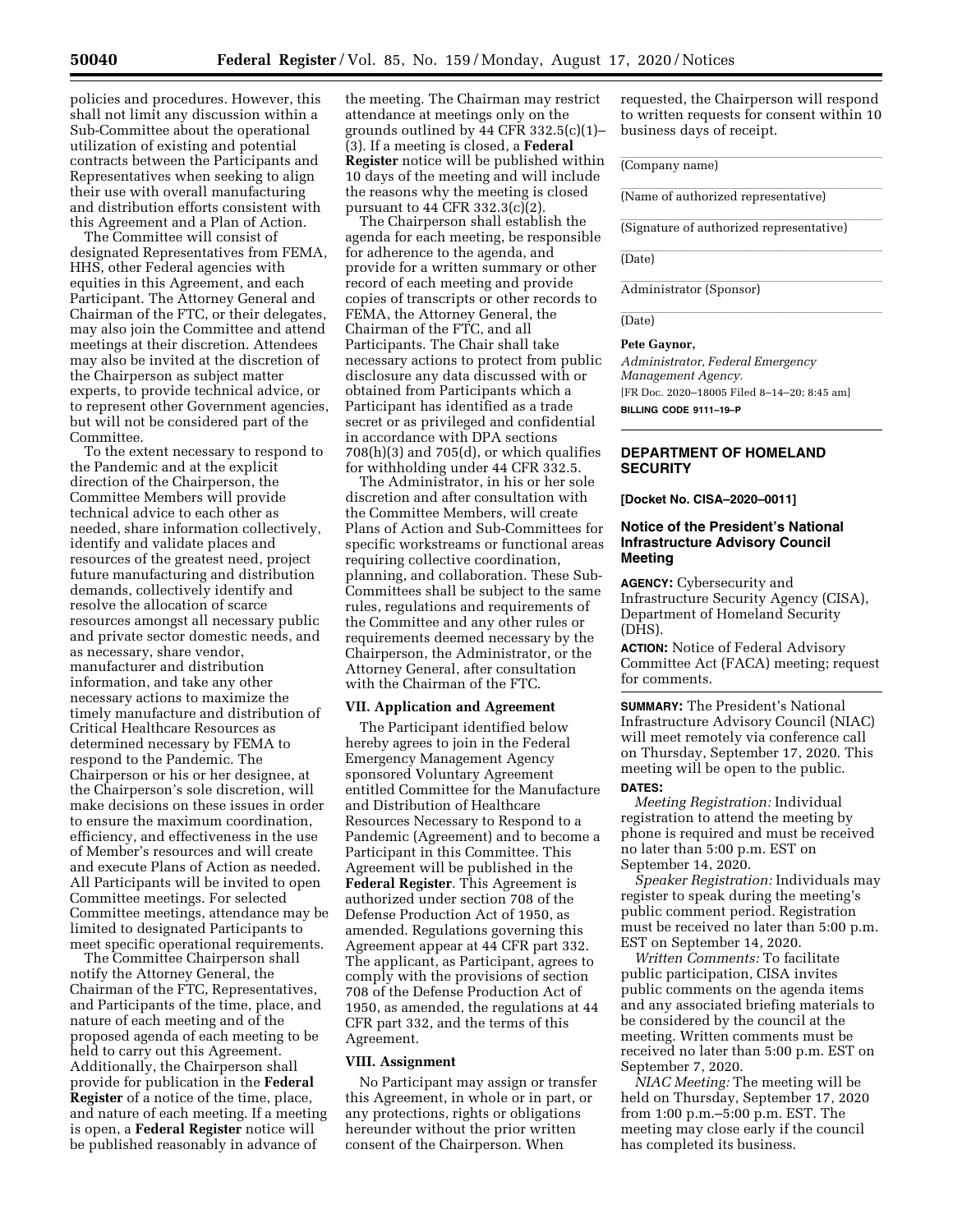policies and procedures. However, this shall not limit any discussion within a Sub-Committee about the operational utilization of existing and potential contracts between the Participants and Representatives when seeking to align their use with overall manufacturing and distribution efforts consistent with this Agreement and a Plan of Action.

The Committee will consist of designated Representatives from FEMA, HHS, other Federal agencies with equities in this Agreement, and each Participant. The Attorney General and Chairman of the FTC, or their delegates, may also join the Committee and attend meetings at their discretion. Attendees may also be invited at the discretion of the Chairperson as subject matter experts, to provide technical advice, or to represent other Government agencies, but will not be considered part of the Committee.

To the extent necessary to respond to the Pandemic and at the explicit direction of the Chairperson, the Committee Members will provide technical advice to each other as needed, share information collectively, identify and validate places and resources of the greatest need, project future manufacturing and distribution demands, collectively identify and resolve the allocation of scarce resources amongst all necessary public and private sector domestic needs, and as necessary, share vendor, manufacturer and distribution information, and take any other necessary actions to maximize the timely manufacture and distribution of Critical Healthcare Resources as determined necessary by FEMA to respond to the Pandemic. The Chairperson or his or her designee, at the Chairperson's sole discretion, will make decisions on these issues in order to ensure the maximum coordination, efficiency, and effectiveness in the use of Member's resources and will create and execute Plans of Action as needed. All Participants will be invited to open Committee meetings. For selected Committee meetings, attendance may be limited to designated Participants to meet specific operational requirements.

The Committee Chairperson shall notify the Attorney General, the Chairman of the FTC, Representatives, and Participants of the time, place, and nature of each meeting and of the proposed agenda of each meeting to be held to carry out this Agreement. Additionally, the Chairperson shall provide for publication in the **Federal Register** of a notice of the time, place, and nature of each meeting. If a meeting is open, a **Federal Register** notice will be published reasonably in advance of the meeting. The Chairman may restrict attendance at meetings only on the grounds outlined by 44 CFR 332.5(c)(1)–(3). If a meeting is closed, a **Federal Register** notice will be published within 10 days of the meeting and will include the reasons why the meeting is closed pursuant to 44 CFR 332.3(c)(2).

The Chairperson shall establish the agenda for each meeting, be responsible for adherence to the agenda, and provide for a written summary or other record of each meeting and provide copies of transcripts or other records to FEMA, the Attorney General, the Chairman of the FTC, and all Participants. The Chair shall take necessary actions to protect from public disclosure any data discussed with or obtained from Participants which a Participant has identified as a trade secret or as privileged and confidential in accordance with DPA sections 708(h)(3) and 705(d), or which qualifies for withholding under 44 CFR 332.5.

The Administrator, in his or her sole discretion and after consultation with the Committee Members, will create Plans of Action and Sub-Committees for specific workstreams or functional areas requiring collective coordination, planning, and collaboration. These Sub-Committees shall be subject to the same rules, regulations and requirements of the Committee and any other rules or requirements deemed necessary by the Chairperson, the Administrator, or the Attorney General, after consultation with the Chairman of the FTC.

## VII. Application and Agreement

The Participant identified below hereby agrees to join in the Federal Emergency Management Agency sponsored Voluntary Agreement entitled Committee for the Manufacture and Distribution of Healthcare Resources Necessary to Respond to a Pandemic (Agreement) and to become a Participant in this Committee. This Agreement will be published in the **Federal Register**. This Agreement is authorized under section 708 of the Defense Production Act of 1950, as amended. Regulations governing this Agreement appear at 44 CFR part 332. The applicant, as Participant, agrees to comply with the provisions of section 708 of the Defense Production Act of 1950, as amended, the regulations at 44 CFR part 332, and the terms of this Agreement.

## VIII. Assignment

No Participant may assign or transfer this Agreement, in whole or in part, or any protections, rights or obligations hereunder without the prior written consent of the Chairperson. When requested, the Chairperson will respond to written requests for consent within 10 business days of receipt.

(Company name)

(Name of authorized representative)

(Signature of authorized representative)

(Date)

Administrator (Sponsor)

(Date)

**Pete Gaynor,**

*Administrator, Federal Emergency Management Agency.*

[FR Doc. 2020–18005 Filed 8–14–20; 8:45 am]

**BILLING CODE 9111–19–P**

# DEPARTMENT OF HOMELAND SECURITY

**[Docket No. CISA–2020–0011]**

## Notice of the President's National Infrastructure Advisory Council Meeting

**AGENCY:** Cybersecurity and Infrastructure Security Agency (CISA), Department of Homeland Security (DHS).

**ACTION:** Notice of Federal Advisory Committee Act (FACA) meeting; request for comments.

**SUMMARY:** The President's National Infrastructure Advisory Council (NIAC) will meet remotely via conference call on Thursday, September 17, 2020. This meeting will be open to the public.

**DATES:**

*Meeting Registration:* Individual registration to attend the meeting by phone is required and must be received no later than 5:00 p.m. EST on September 14, 2020.

*Speaker Registration:* Individuals may register to speak during the meeting's public comment period. Registration must be received no later than 5:00 p.m. EST on September 14, 2020.

*Written Comments:* To facilitate public participation, CISA invites public comments on the agenda items and any associated briefing materials to be considered by the council at the meeting. Written comments must be received no later than 5:00 p.m. EST on September 7, 2020.

*NIAC Meeting:* The meeting will be held on Thursday, September 17, 2020 from 1:00 p.m.–5:00 p.m. EST. The meeting may close early if the council has completed its business.